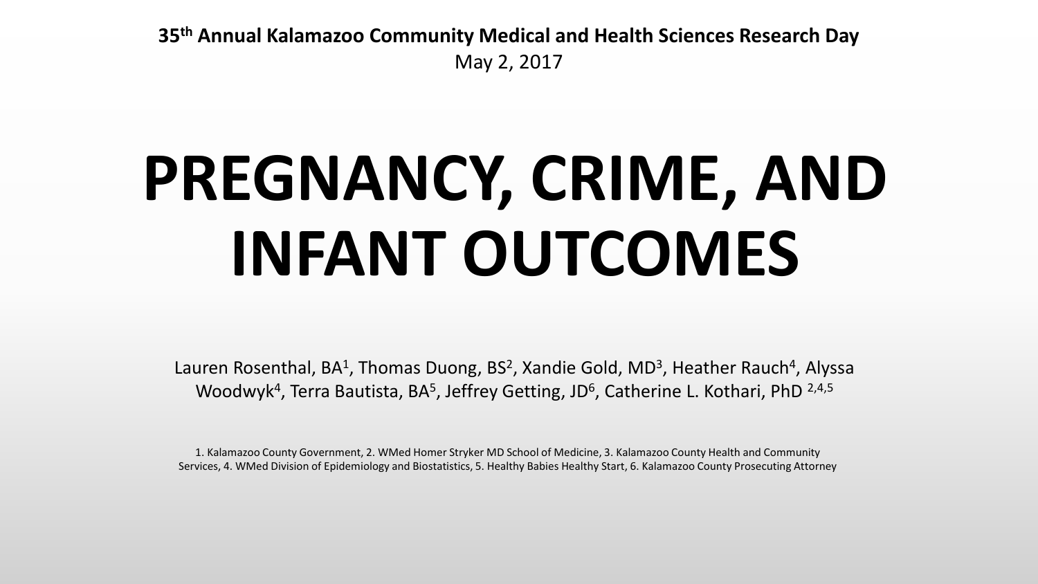**35th Annual Kalamazoo Community Medical and Health Sciences Research Day**

May 2, 2017

# PREGNANCY, CRIME, AND INFANT OUTCOMES

Lauren Rosenthal, BA[1], Thomas Duong, BS[2], Xandie Gold, MD[3], Heather Rauch[4], Alyssa Woodwyk[4], Terra Bautista, BA[5], Jeffrey Getting, JD[6], Catherine L. Kothari, PhD [2,4,5]

1. Kalamazoo County Government, 2. WMed Homer Stryker MD School of Medicine, 3. Kalamazoo County Health and Community Services, 4. WMed Division of Epidemiology and Biostatistics, 5. Healthy Babies Healthy Start, 6. Kalamazoo County Prosecuting Attorney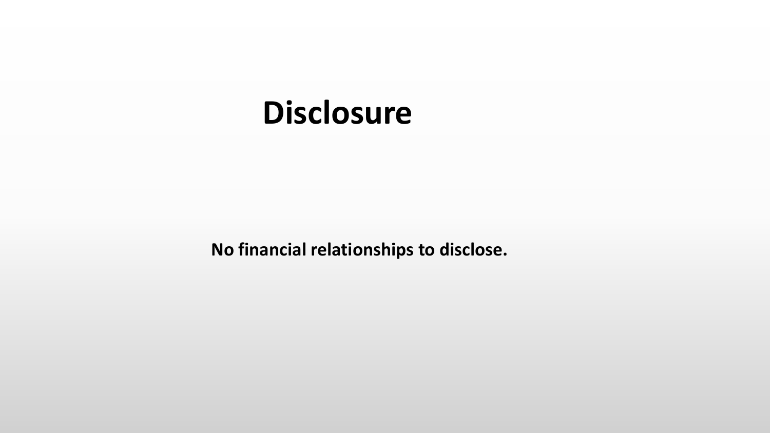# Disclosure

**No financial relationships to disclose.**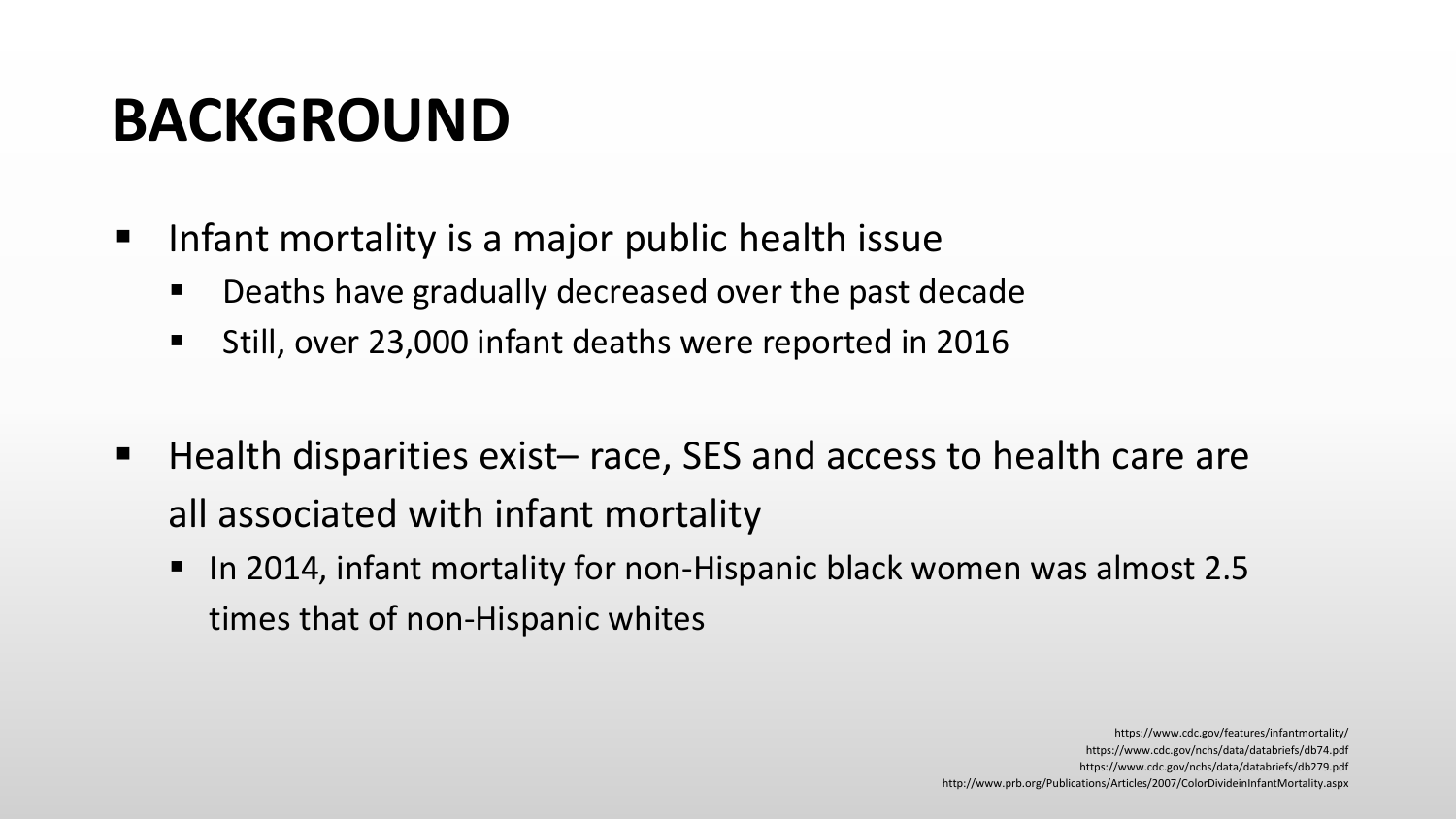# BACKGROUND

- Infant mortality is a major public health issue
  - Deaths have gradually decreased over the past decade
  - Still, over 23,000 infant deaths were reported in 2016

- Health disparities exist– race, SES and access to health care are all associated with infant mortality
  - In 2014, infant mortality for non-Hispanic black women was almost 2.5 times that of non-Hispanic whites

https://www.cdc.gov/features/infantmortality/
https://www.cdc.gov/nchs/data/databriefs/db74.pdf
https://www.cdc.gov/nchs/data/databriefs/db279.pdf
http://www.prb.org/Publications/Articles/2007/ColorDivideinInfantMortality.aspx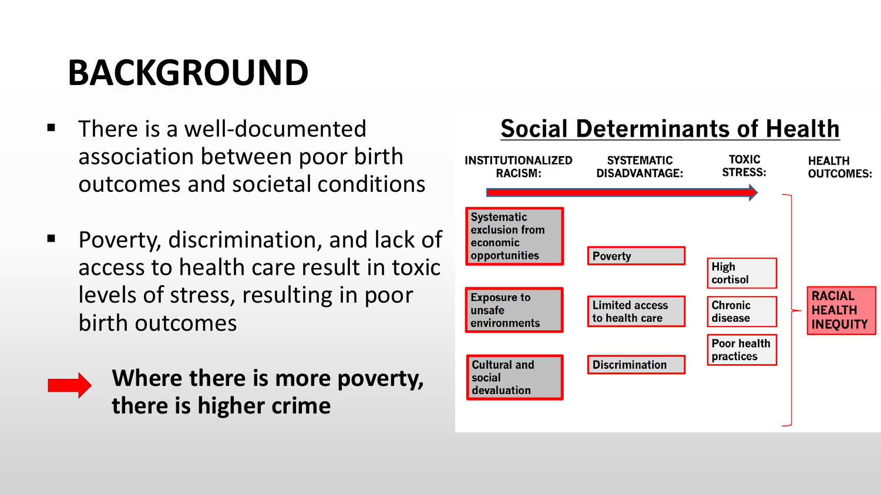# BACKGROUND

- There is a well-documented association between poor birth outcomes and societal conditions
- Poverty, discrimination, and lack of access to health care result in toxic levels of stress, resulting in poor birth outcomes

➡ **Where there is more poverty, there is higher crime**

## Social Determinants of Health

| INSTITUTIONALIZED RACISM: | SYSTEMATIC DISADVANTAGE: | TOXIC STRESS: | HEALTH OUTCOMES: |
| --- | --- | --- | --- |
| Systematic exclusion from economic opportunities | Poverty | High cortisol | RACIAL HEALTH INEQUITY |
| Exposure to unsafe environments | Limited access to health care | Chronic disease | |
| Cultural and social devaluation | Discrimination | Poor health practices | |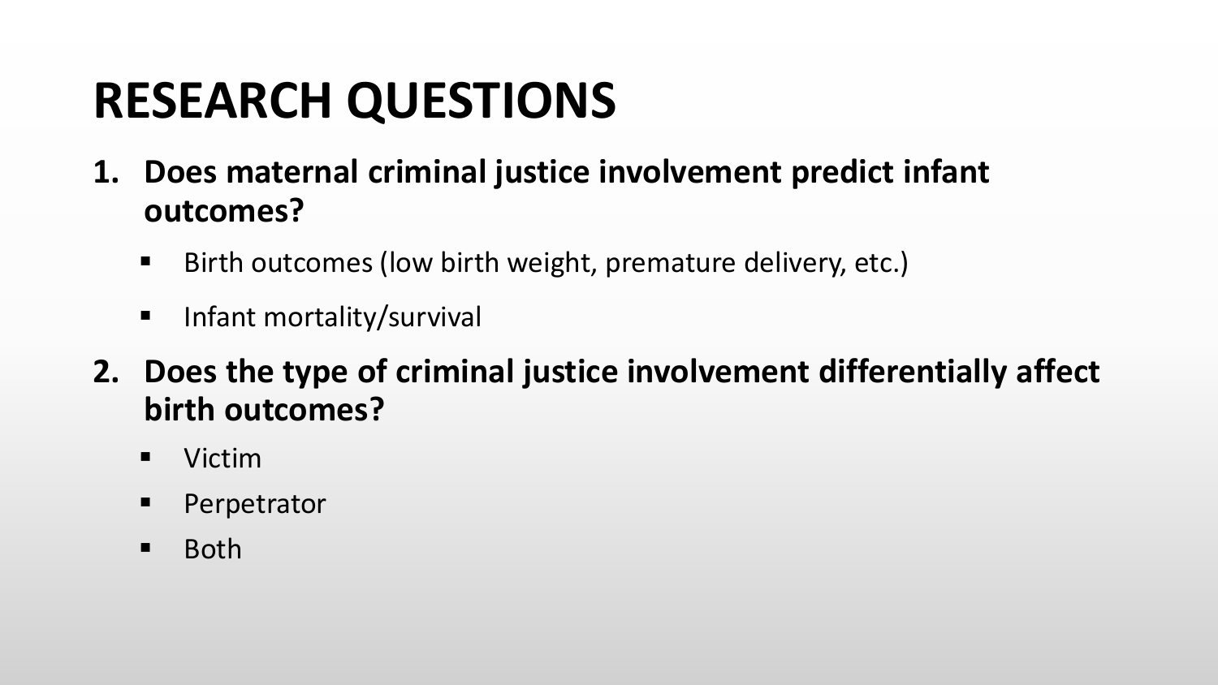# RESEARCH QUESTIONS

1. **Does maternal criminal justice involvement predict infant outcomes?**
   - Birth outcomes (low birth weight, premature delivery, etc.)
   - Infant mortality/survival
2. **Does the type of criminal justice involvement differentially affect birth outcomes?**
   - Victim
   - Perpetrator
   - Both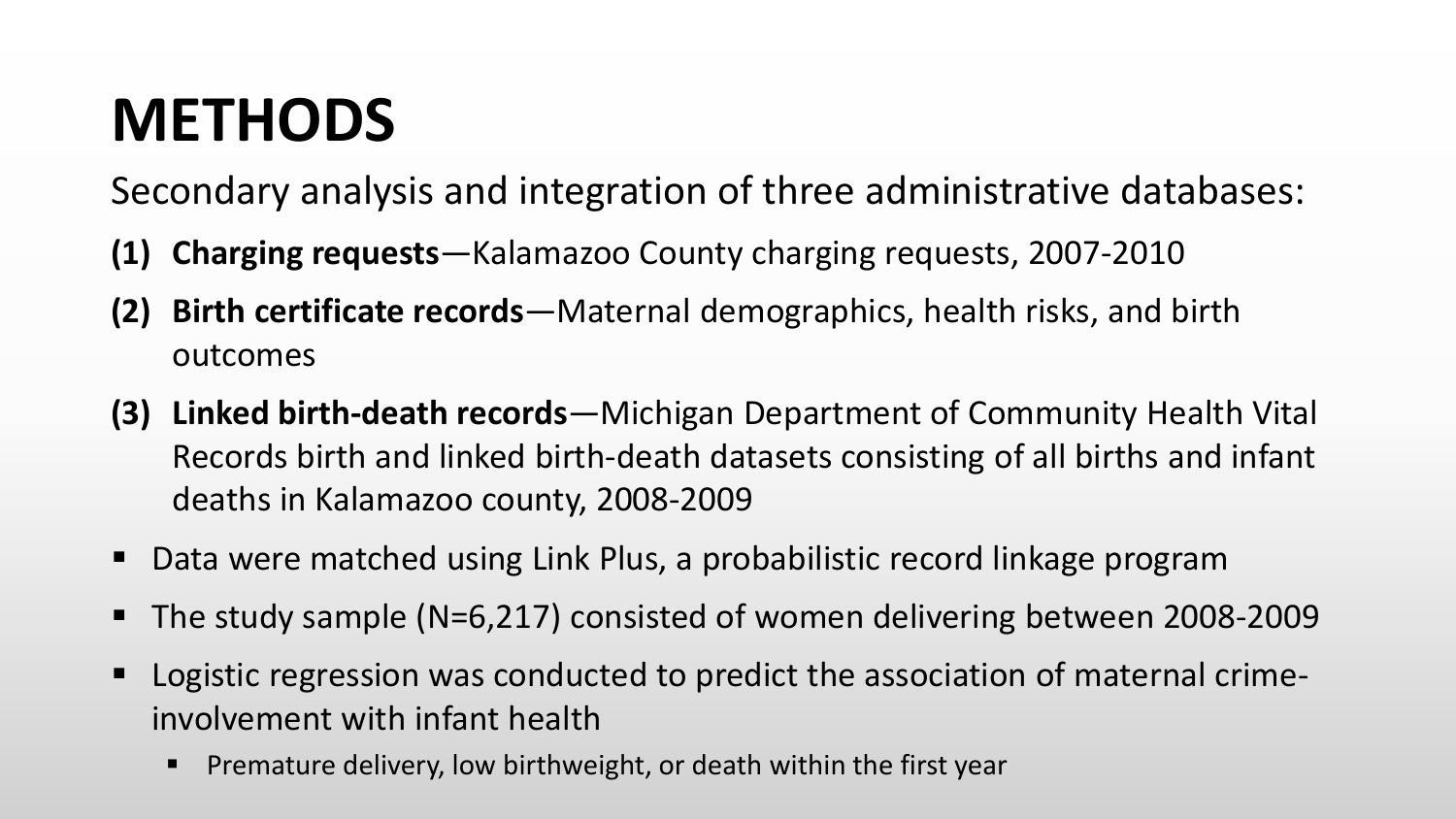# METHODS

Secondary analysis and integration of three administrative databases:

1. **Charging requests**—Kalamazoo County charging requests, 2007-2010
2. **Birth certificate records**—Maternal demographics, health risks, and birth outcomes
3. **Linked birth-death records**—Michigan Department of Community Health Vital Records birth and linked birth-death datasets consisting of all births and infant deaths in Kalamazoo county, 2008-2009

- Data were matched using Link Plus, a probabilistic record linkage program
- The study sample (N=6,217) consisted of women delivering between 2008-2009
- Logistic regression was conducted to predict the association of maternal crime-involvement with infant health
  - Premature delivery, low birthweight, or death within the first year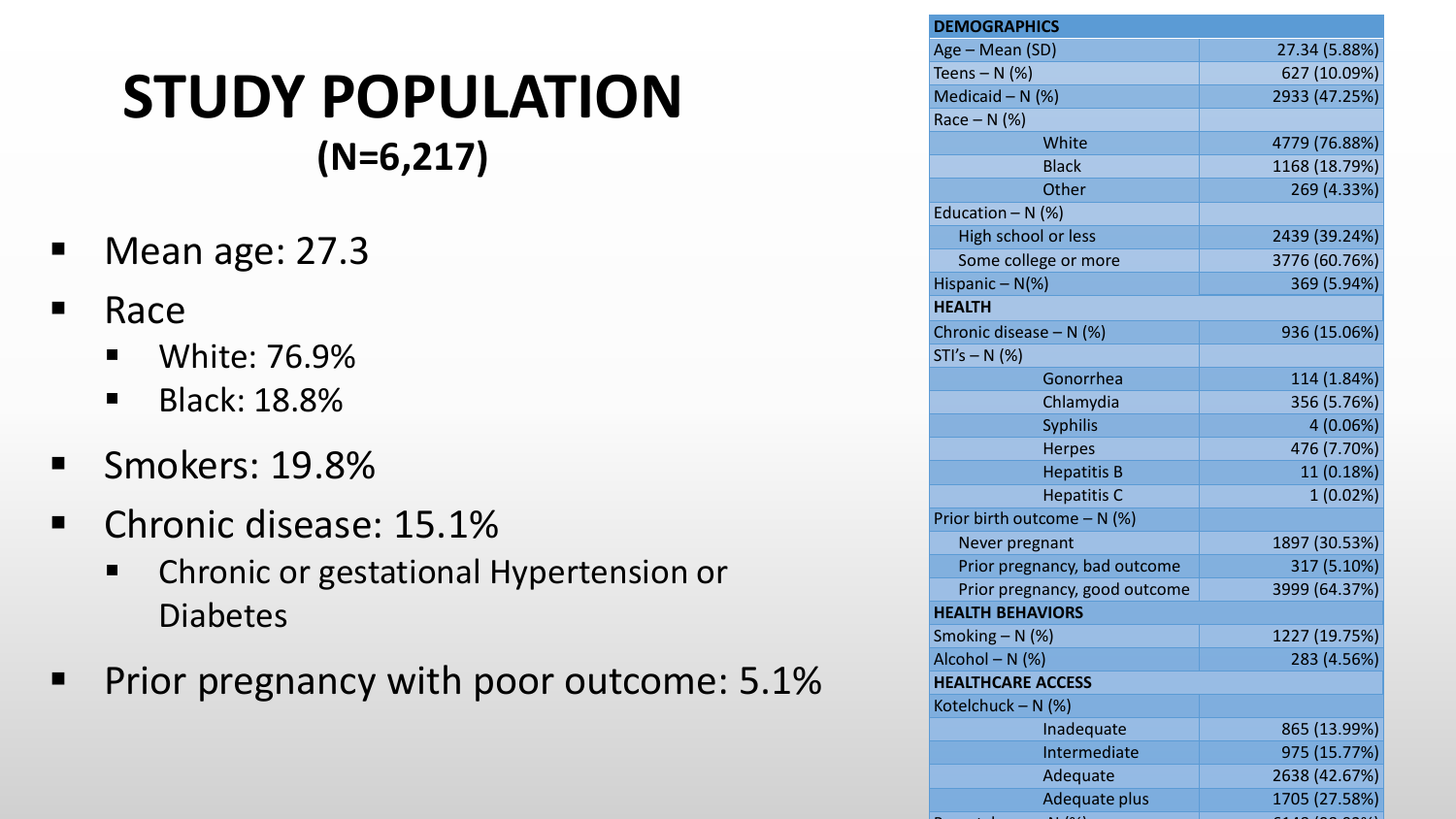# STUDY POPULATION

**(N=6,217)**

- Mean age: 27.3
- Race
  - White: 76.9%
  - Black: 18.8%
- Smokers: 19.8%
- Chronic disease: 15.1%
  - Chronic or gestational Hypertension or Diabetes
- Prior pregnancy with poor outcome: 5.1%

| **DEMOGRAPHICS** | |
|---|---|
| Age – Mean (SD) | 27.34 (5.88%) |
| Teens – N (%) | 627 (10.09%) |
| Medicaid – N (%) | 2933 (47.25%) |
| Race – N (%) | |
| White | 4779 (76.88%) |
| Black | 1168 (18.79%) |
| Other | 269 (4.33%) |
| Education – N (%) | |
| High school or less | 2439 (39.24%) |
| Some college or more | 3776 (60.76%) |
| Hispanic – N(%) | 369 (5.94%) |
| **HEALTH** | |
| Chronic disease – N (%) | 936 (15.06%) |
| STI's – N (%) | |
| Gonorrhea | 114 (1.84%) |
| Chlamydia | 356 (5.76%) |
| Syphilis | 4 (0.06%) |
| Herpes | 476 (7.70%) |
| Hepatitis B | 11 (0.18%) |
| Hepatitis C | 1 (0.02%) |
| Prior birth outcome – N (%) | |
| Never pregnant | 1897 (30.53%) |
| Prior pregnancy, bad outcome | 317 (5.10%) |
| Prior pregnancy, good outcome | 3999 (64.37%) |
| **HEALTH BEHAVIORS** | |
| Smoking – N (%) | 1227 (19.75%) |
| Alcohol – N (%) | 283 (4.56%) |
| **HEALTHCARE ACCESS** | |
| Kotelchuck – N (%) | |
| Inadequate | 865 (13.99%) |
| Intermediate | 975 (15.77%) |
| Adequate | 2638 (42.67%) |
| Adequate plus | 1705 (27.58%) |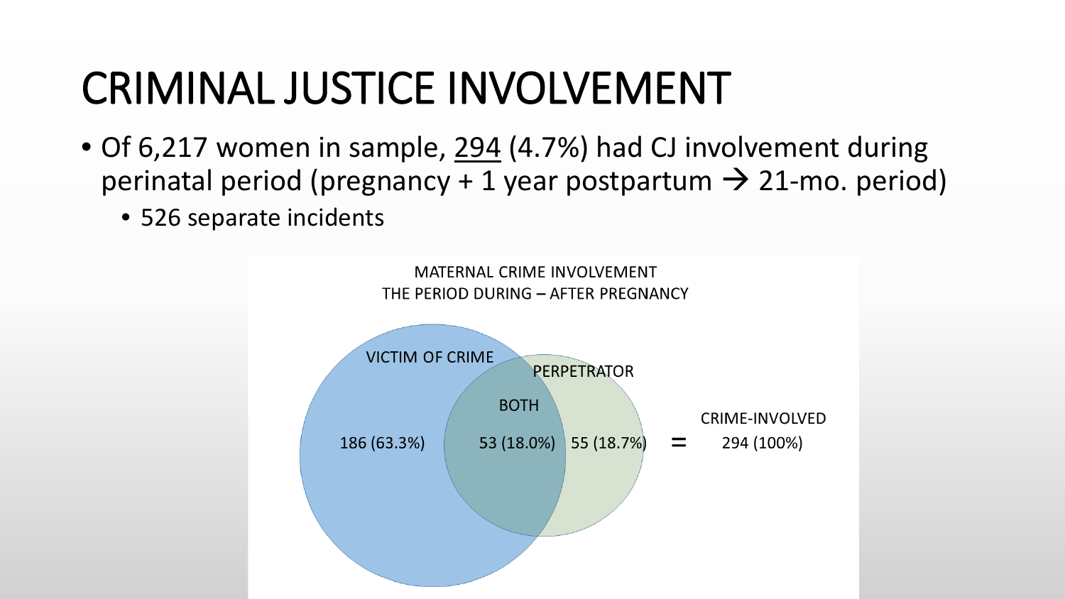# CRIMINAL JUSTICE INVOLVEMENT

- Of 6,217 women in sample, 294 (4.7%) had CJ involvement during perinatal period (pregnancy + 1 year postpartum → 21-mo. period)
  - 526 separate incidents

MATERNAL CRIME INVOLVEMENT
THE PERIOD DURING – AFTER PREGNANCY

VICTIM OF CRIME: 186 (63.3%)

BOTH: 53 (18.0%)

PERPETRATOR: 55 (18.7%)

= CRIME-INVOLVED: 294 (100%)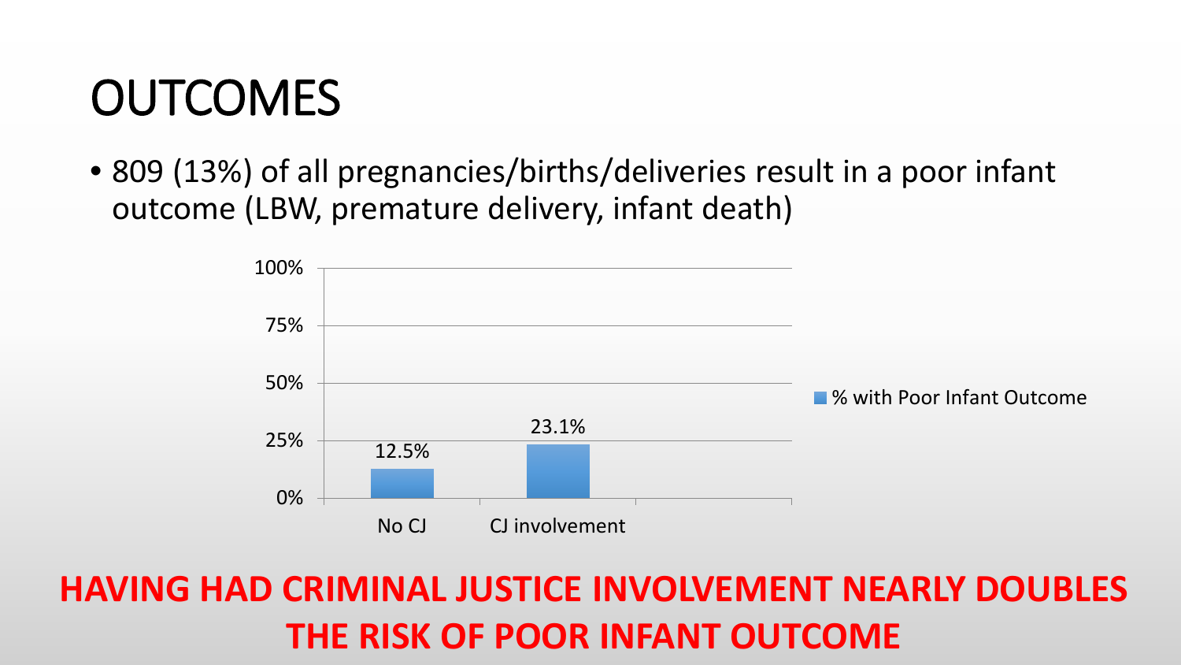# OUTCOMES

- 809 (13%) of all pregnancies/births/deliveries result in a poor infant outcome (LBW, premature delivery, infant death)

| | % with Poor Infant Outcome |
| --- | --- |
| No CJ | 12.5% |
| CJ involvement | 23.1% |

**HAVING HAD CRIMINAL JUSTICE INVOLVEMENT NEARLY DOUBLES THE RISK OF POOR INFANT OUTCOME**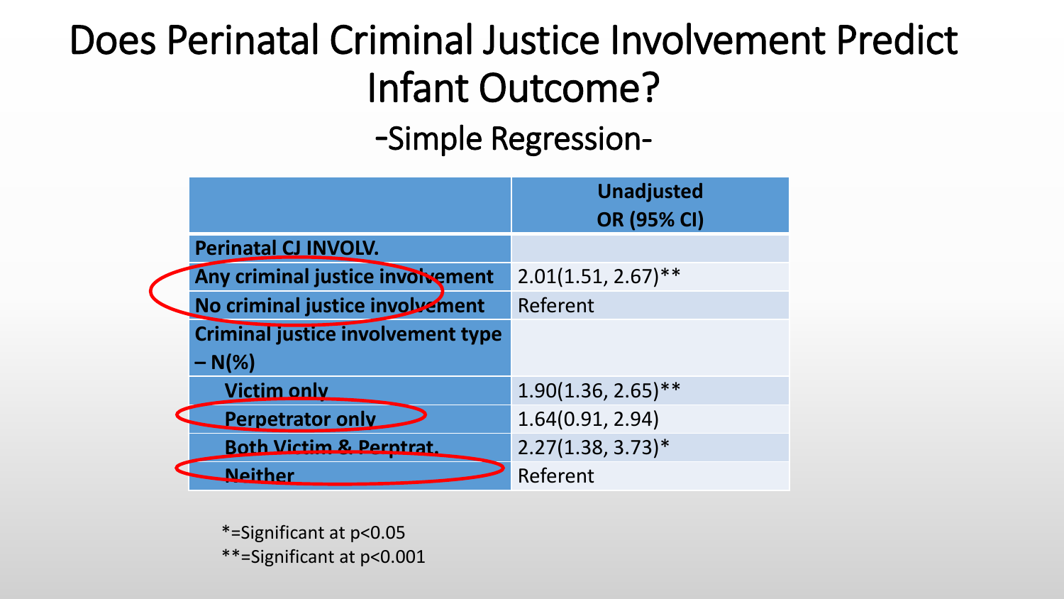# Does Perinatal Criminal Justice Involvement Predict Infant Outcome?

## -Simple Regression-

| | Unadjusted OR (95% CI) |
|---|---|
| **Perinatal CJ INVOLV.** | |
| **Any criminal justice involvement** | 2.01(1.51, 2.67)** |
| **No criminal justice involvement** | Referent |
| **Criminal justice involvement type – N(%)** | |
| **Victim only** | 1.90(1.36, 2.65)** |
| **Perpetrator only** | 1.64(0.91, 2.94) |
| **Both Victim & Perprtrat.** | 2.27(1.38, 3.73)* |
| **Neither** | Referent |

*=Significant at p<0.05

**=Significant at p<0.001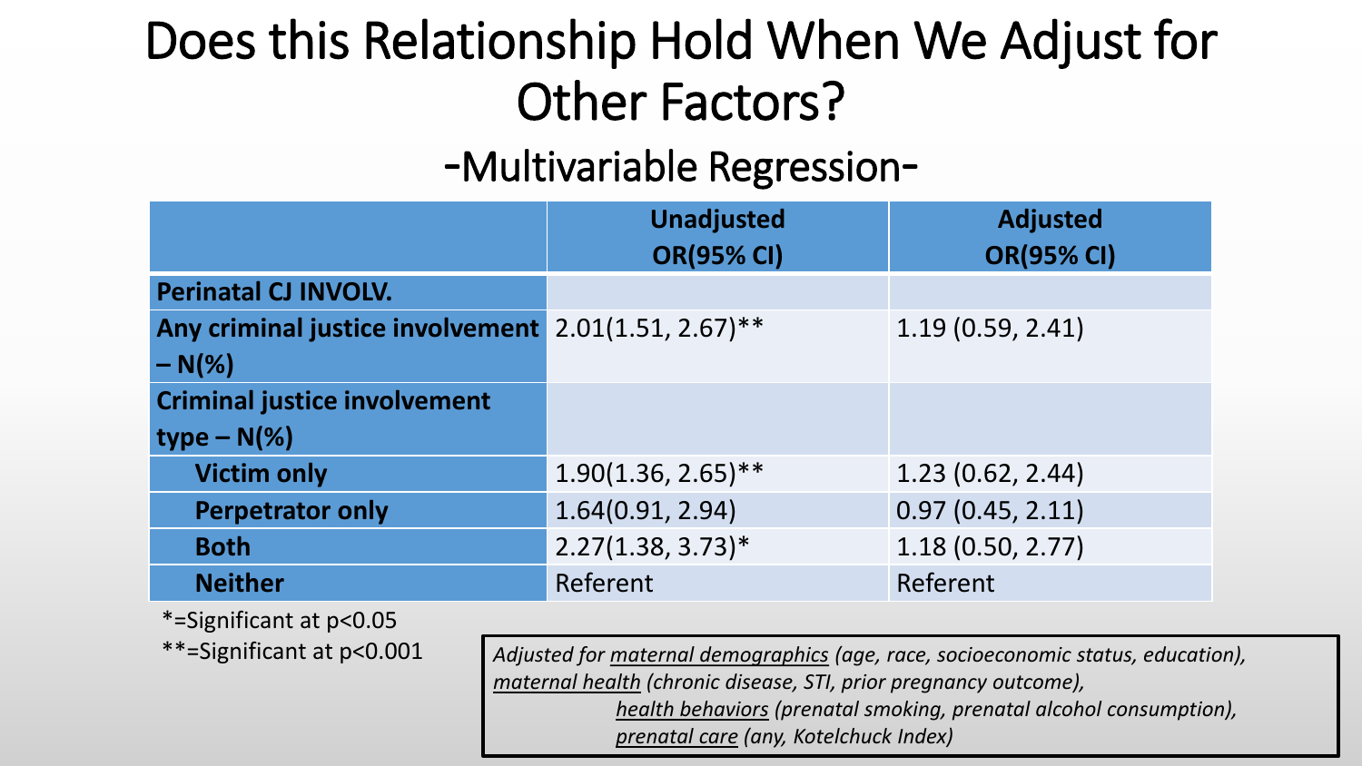# Does this Relationship Hold When We Adjust for Other Factors?

## -Multivariable Regression-

| | Unadjusted OR(95% CI) | Adjusted OR(95% CI) |
|---|---|---|
| **Perinatal CJ INVOLV.** | | |
| **Any criminal justice involvement – N(%)** | 2.01(1.51, 2.67)** | 1.19 (0.59, 2.41) |
| **Criminal justice involvement type – N(%)** | | |
| **Victim only** | 1.90(1.36, 2.65)** | 1.23 (0.62, 2.44) |
| **Perpetrator only** | 1.64(0.91, 2.94) | 0.97 (0.45, 2.11) |
| **Both** | 2.27(1.38, 3.73)* | 1.18 (0.50, 2.77) |
| **Neither** | Referent | Referent |

*=Significant at $p<0.05$

**=Significant at $p<0.001$

*Adjusted for maternal demographics (age, race, socioeconomic status, education), maternal health (chronic disease, STI, prior pregnancy outcome), health behaviors (prenatal smoking, prenatal alcohol consumption), prenatal care (any, Kotelchuck Index)*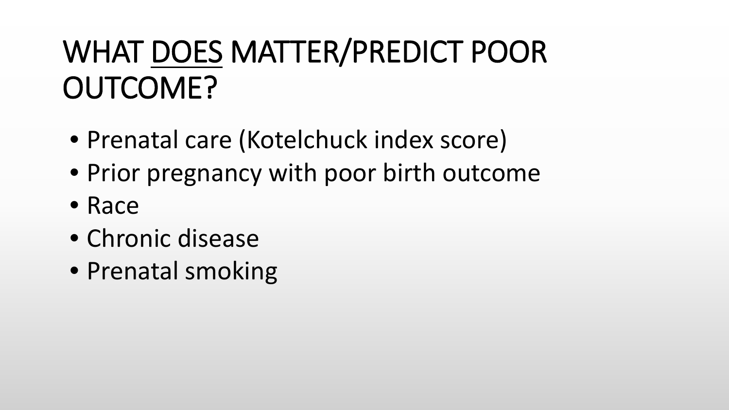# WHAT <u>DOES</u> MATTER/PREDICT POOR OUTCOME?

- Prenatal care (Kotelchuck index score)
- Prior pregnancy with poor birth outcome
- Race
- Chronic disease
- Prenatal smoking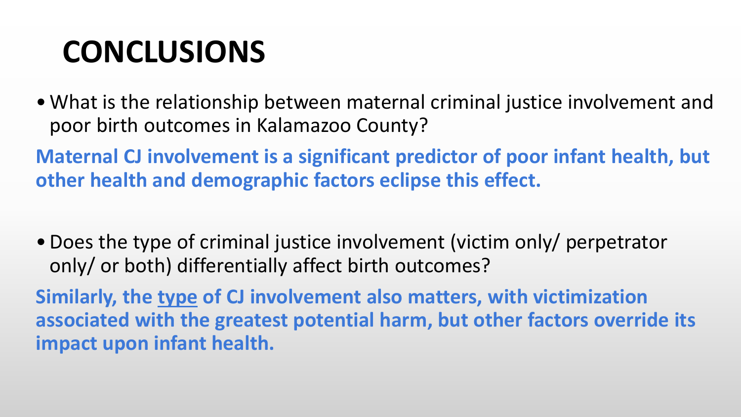# CONCLUSIONS

- What is the relationship between maternal criminal justice involvement and poor birth outcomes in Kalamazoo County?

**Maternal CJ involvement is a significant predictor of poor infant health, but other health and demographic factors eclipse this effect.**

- Does the type of criminal justice involvement (victim only/ perpetrator only/ or both) differentially affect birth outcomes?

**Similarly, the <u>type</u> of CJ involvement also matters, with victimization associated with the greatest potential harm, but other factors override its impact upon infant health.**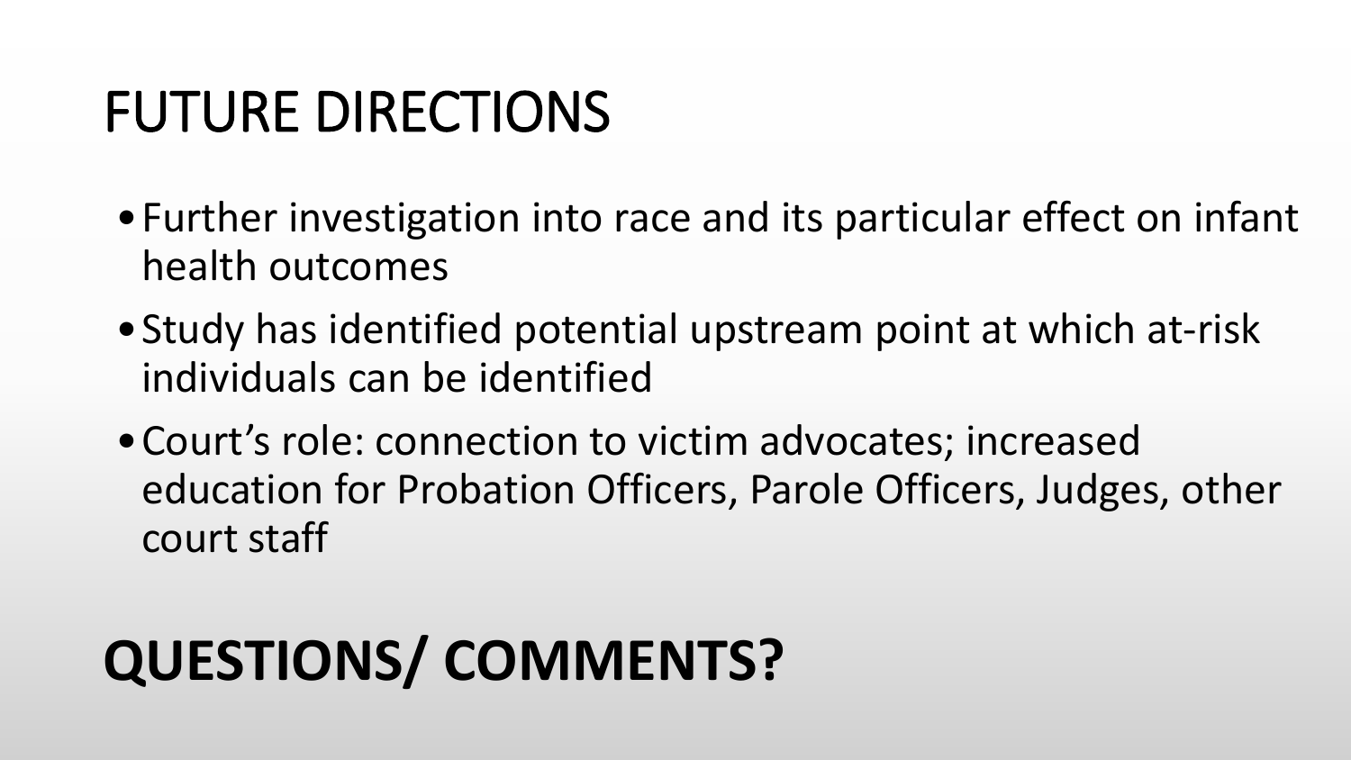# FUTURE DIRECTIONS

- Further investigation into race and its particular effect on infant health outcomes
- Study has identified potential upstream point at which at-risk individuals can be identified
- Court's role: connection to victim advocates; increased education for Probation Officers, Parole Officers, Judges, other court staff

# QUESTIONS/ COMMENTS?